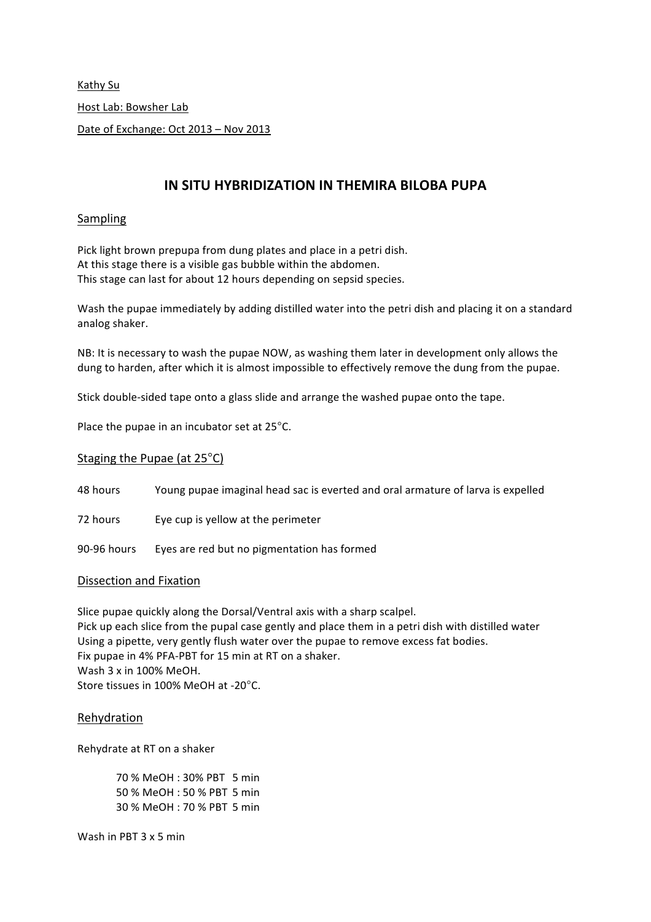Kathy Su

Host Lab: Bowsher Lab

Date of Exchange: Oct 2013 – Nov 2013

# IN SITU HYBRIDIZATION IN THEMIRA BILOBA PUPA

## Sampling

Pick light brown prepupa from dung plates and place in a petri dish.
At this stage there is a visible gas bubble within the abdomen.
This stage can last for about 12 hours depending on sepsid species.

Wash the pupae immediately by adding distilled water into the petri dish and placing it on a standard analog shaker.

NB: It is necessary to wash the pupae NOW, as washing them later in development only allows the dung to harden, after which it is almost impossible to effectively remove the dung from the pupae.

Stick double-sided tape onto a glass slide and arrange the washed pupae onto the tape.

Place the pupae in an incubator set at 25°C.

## Staging the Pupae (at 25°C)

| | |
|---|---|
| 48 hours | Young pupae imaginal head sac is everted and oral armature of larva is expelled |
| 72 hours | Eye cup is yellow at the perimeter |
| 90-96 hours | Eyes are red but no pigmentation has formed |

## Dissection and Fixation

Slice pupae quickly along the Dorsal/Ventral axis with a sharp scalpel.
Pick up each slice from the pupal case gently and place them in a petri dish with distilled water
Using a pipette, very gently flush water over the pupae to remove excess fat bodies.
Fix pupae in 4% PFA-PBT for 15 min at RT on a shaker.
Wash 3 x in 100% MeOH.
Store tissues in 100% MeOH at -20°C.

## Rehydration

Rehydrate at RT on a shaker

70 % MeOH : 30% PBT 5 min
50 % MeOH : 50 % PBT 5 min
30 % MeOH : 70 % PBT 5 min

Wash in PBT 3 x 5 min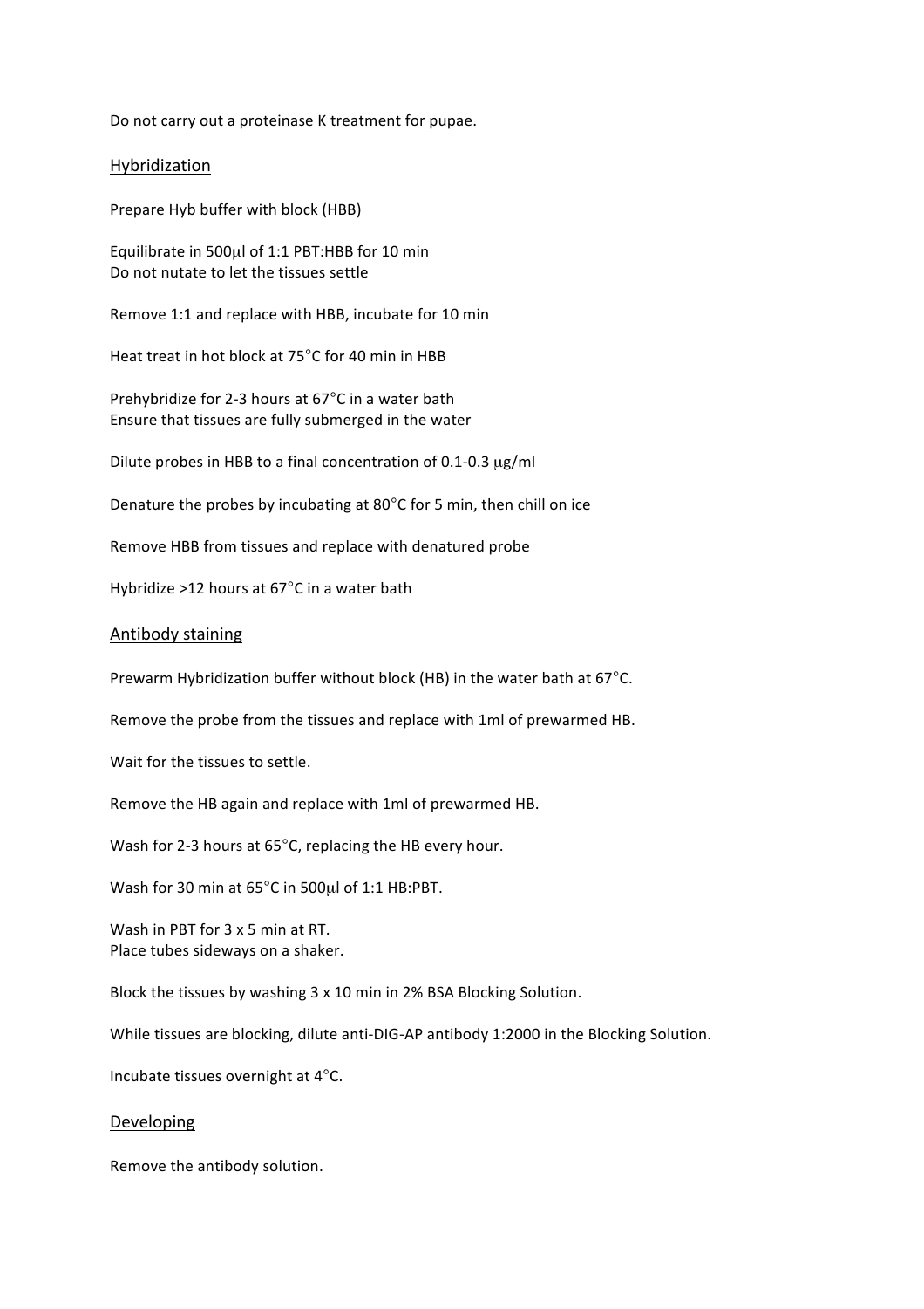Do not carry out a proteinase K treatment for pupae.

## Hybridization

Prepare Hyb buffer with block (HBB)

Equilibrate in 500μl of 1:1 PBT:HBB for 10 min
Do not nutate to let the tissues settle

Remove 1:1 and replace with HBB, incubate for 10 min

Heat treat in hot block at 75°C for 40 min in HBB

Prehybridize for 2-3 hours at 67°C in a water bath
Ensure that tissues are fully submerged in the water

Dilute probes in HBB to a final concentration of 0.1-0.3 μg/ml

Denature the probes by incubating at 80°C for 5 min, then chill on ice

Remove HBB from tissues and replace with denatured probe

Hybridize >12 hours at 67°C in a water bath

## Antibody staining

Prewarm Hybridization buffer without block (HB) in the water bath at 67°C.

Remove the probe from the tissues and replace with 1ml of prewarmed HB.

Wait for the tissues to settle.

Remove the HB again and replace with 1ml of prewarmed HB.

Wash for 2-3 hours at 65°C, replacing the HB every hour.

Wash for 30 min at 65°C in 500μl of 1:1 HB:PBT.

Wash in PBT for 3 x 5 min at RT.
Place tubes sideways on a shaker.

Block the tissues by washing 3 x 10 min in 2% BSA Blocking Solution.

While tissues are blocking, dilute anti-DIG-AP antibody 1:2000 in the Blocking Solution.

Incubate tissues overnight at 4°C.

## Developing

Remove the antibody solution.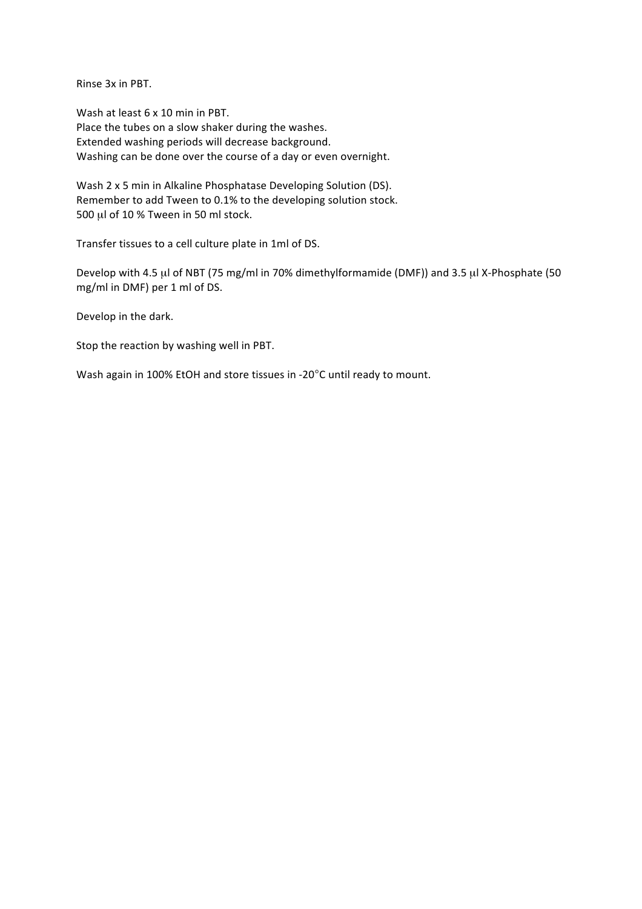Rinse 3x in PBT.

Wash at least 6 x 10 min in PBT.
Place the tubes on a slow shaker during the washes.
Extended washing periods will decrease background.
Washing can be done over the course of a day or even overnight.

Wash 2 x 5 min in Alkaline Phosphatase Developing Solution (DS).
Remember to add Tween to 0.1% to the developing solution stock.
500 μl of 10 % Tween in 50 ml stock.

Transfer tissues to a cell culture plate in 1ml of DS.

Develop with 4.5 μl of NBT (75 mg/ml in 70% dimethylformamide (DMF)) and 3.5 μl X-Phosphate (50 mg/ml in DMF) per 1 ml of DS.

Develop in the dark.

Stop the reaction by washing well in PBT.

Wash again in 100% EtOH and store tissues in -20°C until ready to mount.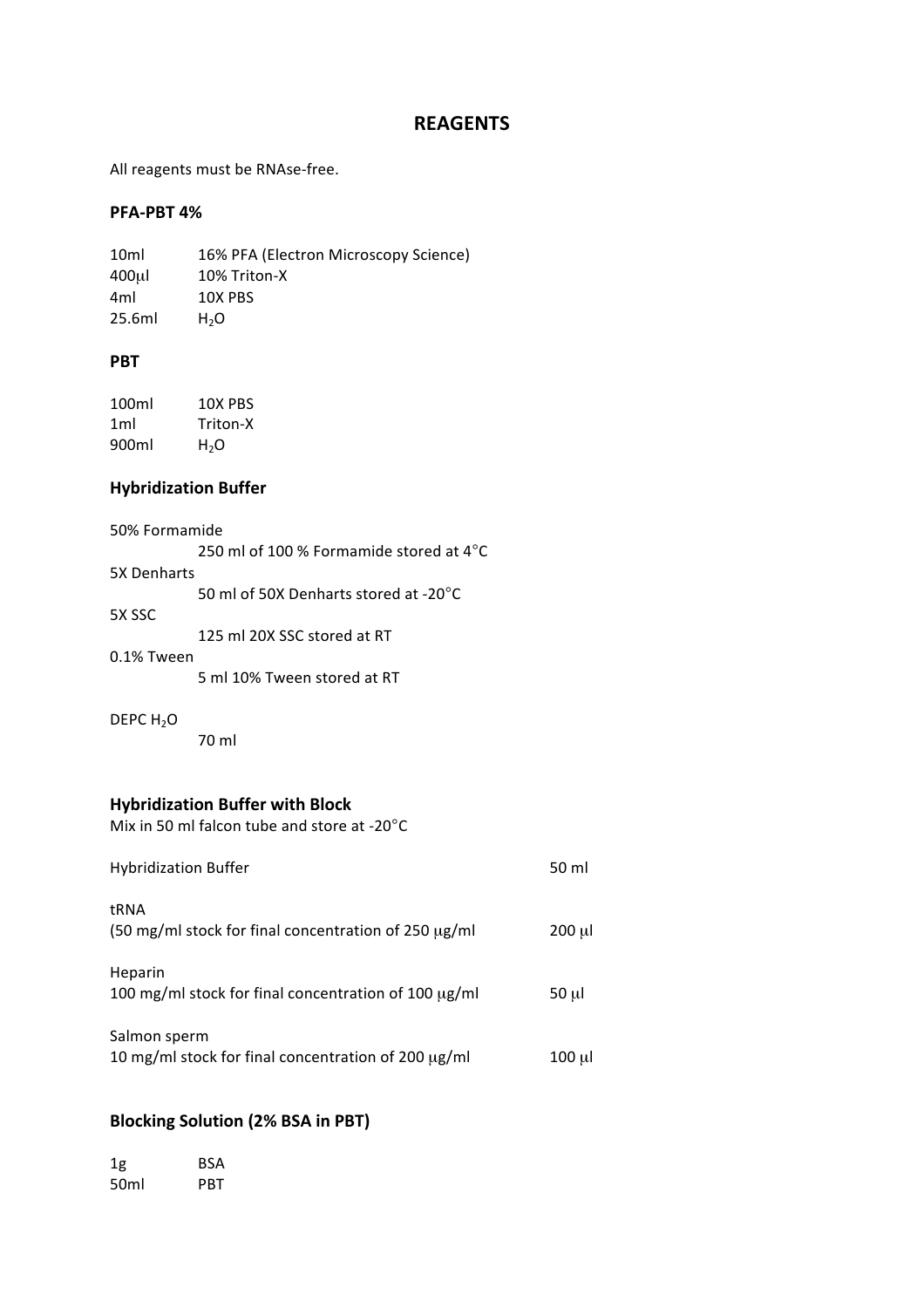# REAGENTS

All reagents must be RNAse-free.

### PFA-PBT 4%

| | |
|---|---|
| 10ml | 16% PFA (Electron Microscopy Science) |
| 400μl | 10% Triton-X |
| 4ml | 10X PBS |
| 25.6ml | $H_2O$ |

### PBT

| | |
|---|---|
| 100ml | 10X PBS |
| 1ml | Triton-X |
| 900ml | $H_2O$ |

### Hybridization Buffer

50% Formamide
    250 ml of 100 % Formamide stored at 4°C

5X Denharts
    50 ml of 50X Denharts stored at -20°C

5X SSC
    125 ml 20X SSC stored at RT

0.1% Tween
    5 ml 10% Tween stored at RT

DEPC $H_2O$
    70 ml

### Hybridization Buffer with Block

Mix in 50 ml falcon tube and store at -20°C

| | |
|---|---|
| Hybridization Buffer | 50 ml |
| tRNA<br>(50 mg/ml stock for final concentration of 250 μg/ml | 200 μl |
| Heparin<br>100 mg/ml stock for final concentration of 100 μg/ml | 50 μl |
| Salmon sperm<br>10 mg/ml stock for final concentration of 200 μg/ml | 100 μl |

### Blocking Solution (2% BSA in PBT)

| | |
|---|---|
| 1g | BSA |
| 50ml | PBT |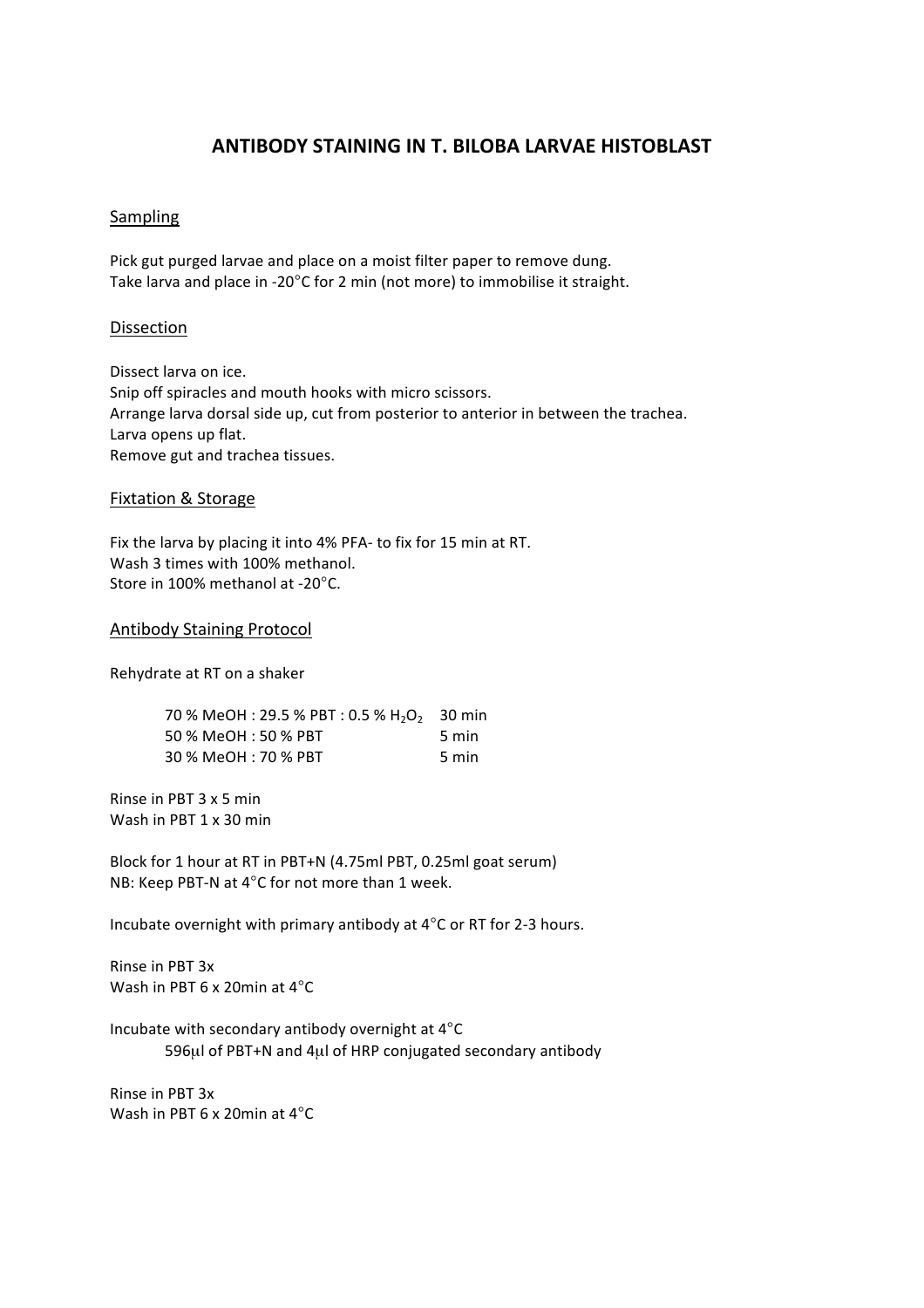# ANTIBODY STAINING IN T. BILOBA LARVAE HISTOBLAST

## Sampling

Pick gut purged larvae and place on a moist filter paper to remove dung.
Take larva and place in -20°C for 2 min (not more) to immobilise it straight.

## Dissection

Dissect larva on ice.
Snip off spiracles and mouth hooks with micro scissors.
Arrange larva dorsal side up, cut from posterior to anterior in between the trachea.
Larva opens up flat.
Remove gut and trachea tissues.

## Fixtation & Storage

Fix the larva by placing it into 4% PFA- to fix for 15 min at RT.
Wash 3 times with 100% methanol.
Store in 100% methanol at -20°C.

## Antibody Staining Protocol

Rehydrate at RT on a shaker

| | |
|---|---|
| 70 % MeOH : 29.5 % PBT : 0.5 % $H_2O_2$ | 30 min |
| 50 % MeOH : 50 % PBT | 5 min |
| 30 % MeOH : 70 % PBT | 5 min |

Rinse in PBT 3 x 5 min
Wash in PBT 1 x 30 min

Block for 1 hour at RT in PBT+N (4.75ml PBT, 0.25ml goat serum)
NB: Keep PBT-N at 4°C for not more than 1 week.

Incubate overnight with primary antibody at 4°C or RT for 2-3 hours.

Rinse in PBT 3x
Wash in PBT 6 x 20min at 4°C

Incubate with secondary antibody overnight at 4°C
596μl of PBT+N and 4μl of HRP conjugated secondary antibody

Rinse in PBT 3x
Wash in PBT 6 x 20min at 4°C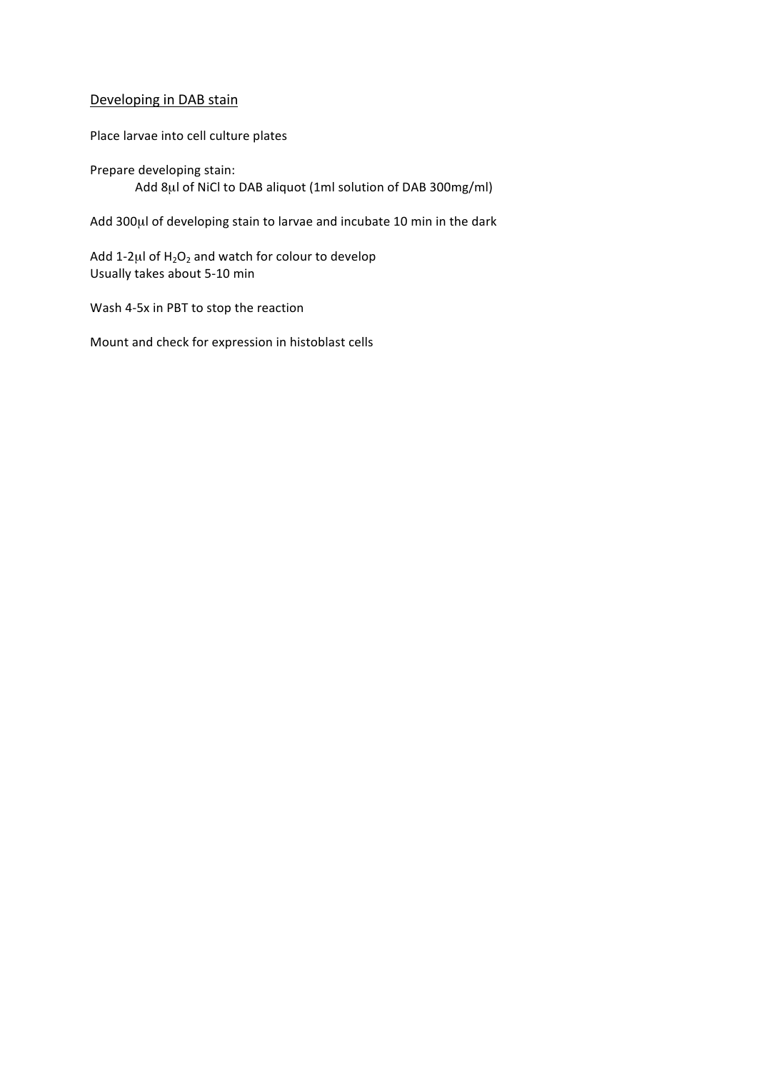## Developing in DAB stain

Place larvae into cell culture plates

Prepare developing stain:

Add 8μl of NiCl to DAB aliquot (1ml solution of DAB 300mg/ml)

Add 300μl of developing stain to larvae and incubate 10 min in the dark

Add 1-2μl of $H_2O_2$ and watch for colour to develop
Usually takes about 5-10 min

Wash 4-5x in PBT to stop the reaction

Mount and check for expression in histoblast cells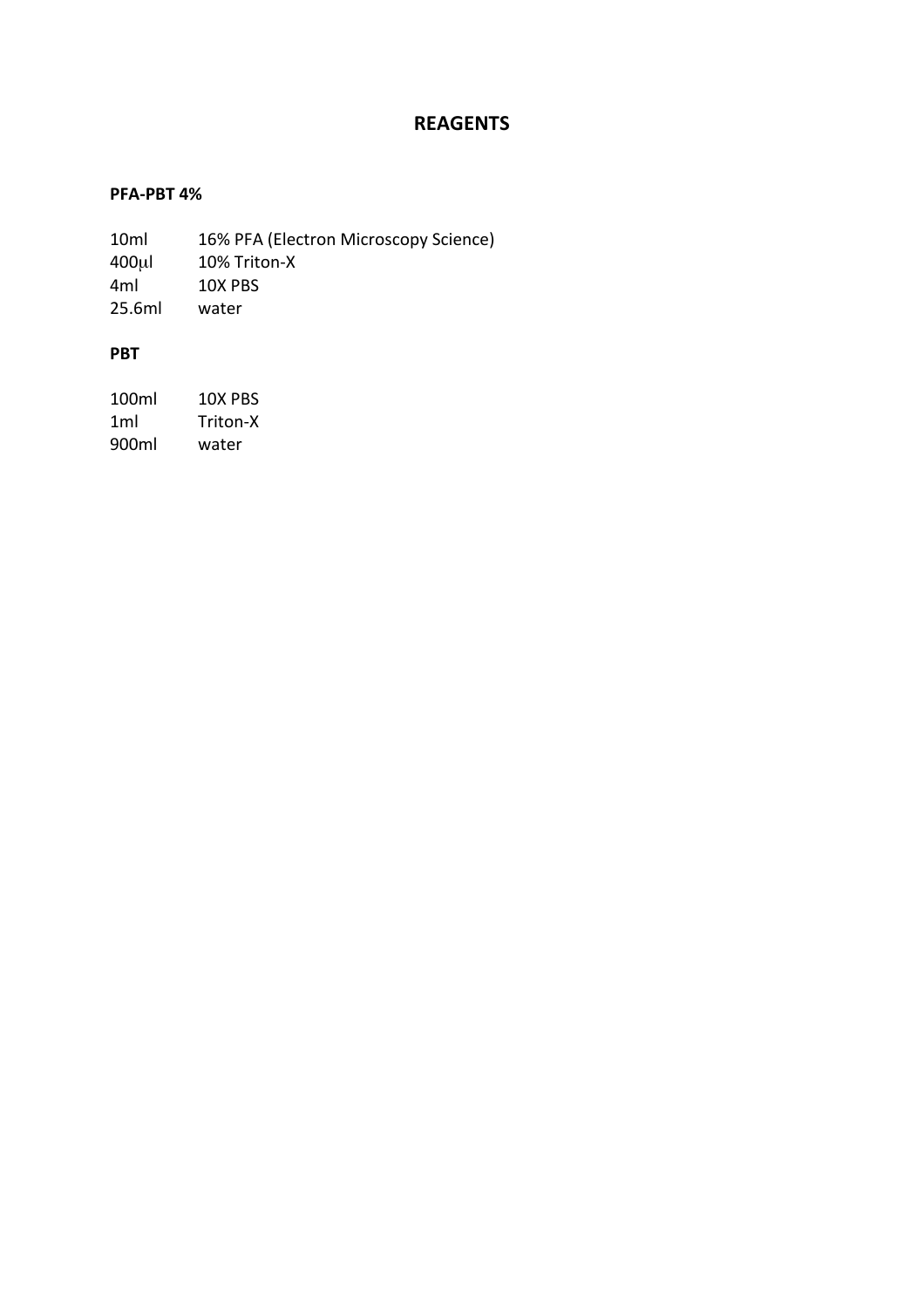# REAGENTS

**PFA-PBT 4%**

| | |
|---|---|
| 10ml | 16% PFA (Electron Microscopy Science) |
| 400μl | 10% Triton-X |
| 4ml | 10X PBS |
| 25.6ml | water |

**PBT**

| | |
|---|---|
| 100ml | 10X PBS |
| 1ml | Triton-X |
| 900ml | water |